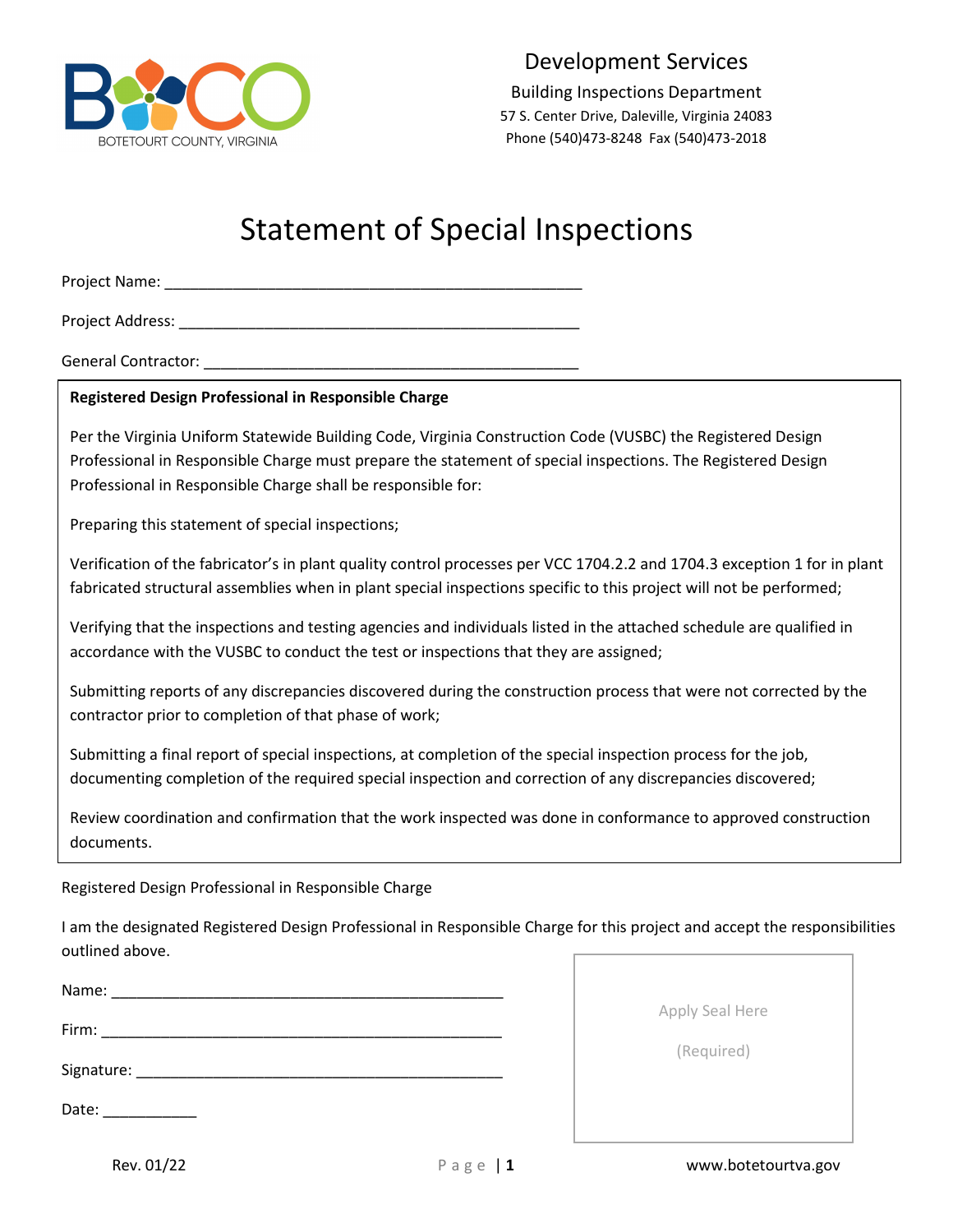Development Services

Building Inspections Department
57 S. Center Drive, Daleville, Virginia 24083
Phone (540)473-8248 Fax (540)473-2018

# Statement of Special Inspections

Project Name: _______________________________________________

Project Address: _____________________________________________

General Contractor: ___________________________________________

**Registered Design Professional in Responsible Charge**

Per the Virginia Uniform Statewide Building Code, Virginia Construction Code (VUSBC) the Registered Design Professional in Responsible Charge must prepare the statement of special inspections. The Registered Design Professional in Responsible Charge shall be responsible for:

Preparing this statement of special inspections;

Verification of the fabricator's in plant quality control processes per VCC 1704.2.2 and 1704.3 exception 1 for in plant fabricated structural assemblies when in plant special inspections specific to this project will not be performed;

Verifying that the inspections and testing agencies and individuals listed in the attached schedule are qualified in accordance with the VUSBC to conduct the test or inspections that they are assigned;

Submitting reports of any discrepancies discovered during the construction process that were not corrected by the contractor prior to completion of that phase of work;

Submitting a final report of special inspections, at completion of the special inspection process for the job, documenting completion of the required special inspection and correction of any discrepancies discovered;

Review coordination and confirmation that the work inspected was done in conformance to approved construction documents.

Registered Design Professional in Responsible Charge

I am the designated Registered Design Professional in Responsible Charge for this project and accept the responsibilities outlined above.

Name: ____________________________________________

Firm: _____________________________________________

Signature: _________________________________________

Date: ___________

Apply Seal Here

(Required)

Rev. 01/22

www.botetourtva.gov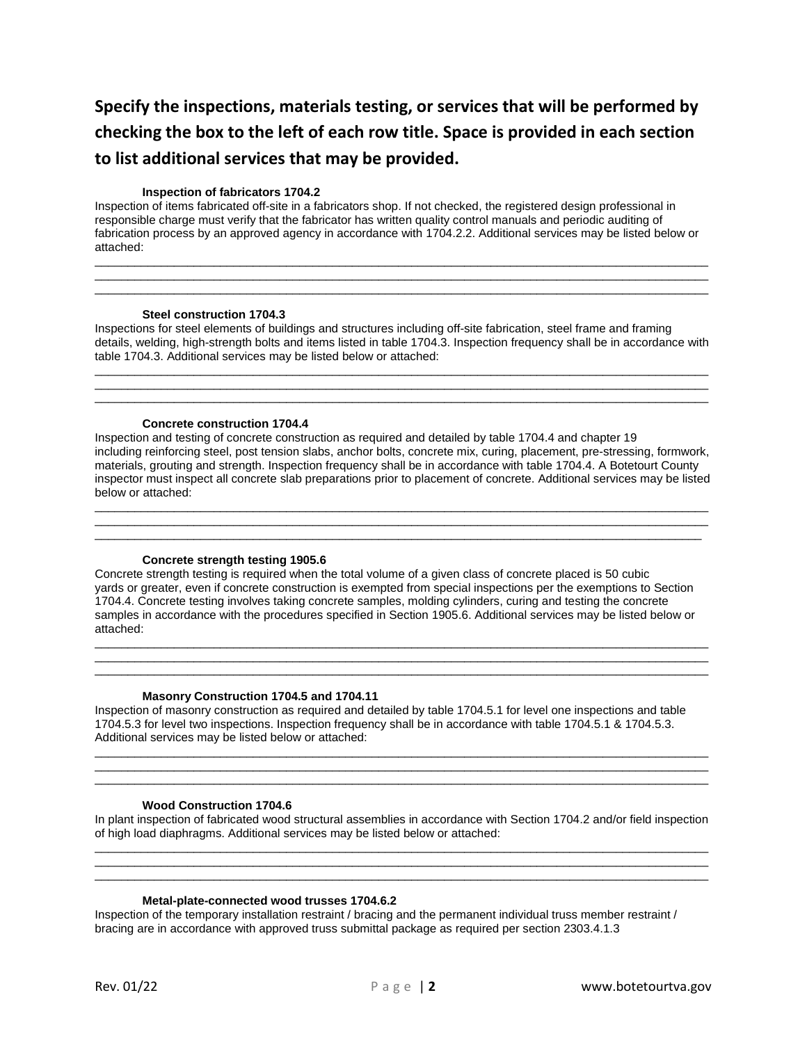## Specify the inspections, materials testing, or services that will be performed by checking the box to the left of each row title. Space is provided in each section to list additional services that may be provided.

**Inspection of fabricators 1704.2**

Inspection of items fabricated off-site in a fabricators shop. If not checked, the registered design professional in responsible charge must verify that the fabricator has written quality control manuals and periodic auditing of fabrication process by an approved agency in accordance with 1704.2.2. Additional services may be listed below or attached:

\_\_\_\_\_\_\_\_\_\_\_\_\_\_\_\_\_\_\_\_\_\_\_\_\_\_\_\_\_\_\_\_\_\_\_\_\_\_\_\_\_\_\_\_\_\_\_\_\_\_\_\_\_\_\_\_\_\_\_\_\_\_\_\_\_\_\_\_\_\_\_\_\_\_\_\_\_\_
\_\_\_\_\_\_\_\_\_\_\_\_\_\_\_\_\_\_\_\_\_\_\_\_\_\_\_\_\_\_\_\_\_\_\_\_\_\_\_\_\_\_\_\_\_\_\_\_\_\_\_\_\_\_\_\_\_\_\_\_\_\_\_\_\_\_\_\_\_\_\_\_\_\_\_\_\_\_
\_\_\_\_\_\_\_\_\_\_\_\_\_\_\_\_\_\_\_\_\_\_\_\_\_\_\_\_\_\_\_\_\_\_\_\_\_\_\_\_\_\_\_\_\_\_\_\_\_\_\_\_\_\_\_\_\_\_\_\_\_\_\_\_\_\_\_\_\_\_\_\_\_\_\_\_\_\_

**Steel construction 1704.3**

Inspections for steel elements of buildings and structures including off-site fabrication, steel frame and framing details, welding, high-strength bolts and items listed in table 1704.3. Inspection frequency shall be in accordance with table 1704.3. Additional services may be listed below or attached:

\_\_\_\_\_\_\_\_\_\_\_\_\_\_\_\_\_\_\_\_\_\_\_\_\_\_\_\_\_\_\_\_\_\_\_\_\_\_\_\_\_\_\_\_\_\_\_\_\_\_\_\_\_\_\_\_\_\_\_\_\_\_\_\_\_\_\_\_\_\_\_\_\_\_\_\_\_\_
\_\_\_\_\_\_\_\_\_\_\_\_\_\_\_\_\_\_\_\_\_\_\_\_\_\_\_\_\_\_\_\_\_\_\_\_\_\_\_\_\_\_\_\_\_\_\_\_\_\_\_\_\_\_\_\_\_\_\_\_\_\_\_\_\_\_\_\_\_\_\_\_\_\_\_\_\_\_
\_\_\_\_\_\_\_\_\_\_\_\_\_\_\_\_\_\_\_\_\_\_\_\_\_\_\_\_\_\_\_\_\_\_\_\_\_\_\_\_\_\_\_\_\_\_\_\_\_\_\_\_\_\_\_\_\_\_\_\_\_\_\_\_\_\_\_\_\_\_\_\_\_\_\_\_\_\_

**Concrete construction 1704.4**

Inspection and testing of concrete construction as required and detailed by table 1704.4 and chapter 19 including reinforcing steel, post tension slabs, anchor bolts, concrete mix, curing, placement, pre-stressing, formwork, materials, grouting and strength. Inspection frequency shall be in accordance with table 1704.4. A Botetourt County inspector must inspect all concrete slab preparations prior to placement of concrete. Additional services may be listed below or attached:

\_\_\_\_\_\_\_\_\_\_\_\_\_\_\_\_\_\_\_\_\_\_\_\_\_\_\_\_\_\_\_\_\_\_\_\_\_\_\_\_\_\_\_\_\_\_\_\_\_\_\_\_\_\_\_\_\_\_\_\_\_\_\_\_\_\_\_\_\_\_\_\_\_\_\_\_\_\_
\_\_\_\_\_\_\_\_\_\_\_\_\_\_\_\_\_\_\_\_\_\_\_\_\_\_\_\_\_\_\_\_\_\_\_\_\_\_\_\_\_\_\_\_\_\_\_\_\_\_\_\_\_\_\_\_\_\_\_\_\_\_\_\_\_\_\_\_\_\_\_\_\_\_\_\_\_\_
\_\_\_\_\_\_\_\_\_\_\_\_\_\_\_\_\_\_\_\_\_\_\_\_\_\_\_\_\_\_\_\_\_\_\_\_\_\_\_\_\_\_\_\_\_\_\_\_\_\_\_\_\_\_\_\_\_\_\_\_\_\_\_\_\_\_\_\_\_\_\_\_\_\_\_\_\_\_

**Concrete strength testing 1905.6**

Concrete strength testing is required when the total volume of a given class of concrete placed is 50 cubic yards or greater, even if concrete construction is exempted from special inspections per the exemptions to Section 1704.4. Concrete testing involves taking concrete samples, molding cylinders, curing and testing the concrete samples in accordance with the procedures specified in Section 1905.6. Additional services may be listed below or attached:

\_\_\_\_\_\_\_\_\_\_\_\_\_\_\_\_\_\_\_\_\_\_\_\_\_\_\_\_\_\_\_\_\_\_\_\_\_\_\_\_\_\_\_\_\_\_\_\_\_\_\_\_\_\_\_\_\_\_\_\_\_\_\_\_\_\_\_\_\_\_\_\_\_\_\_\_\_\_
\_\_\_\_\_\_\_\_\_\_\_\_\_\_\_\_\_\_\_\_\_\_\_\_\_\_\_\_\_\_\_\_\_\_\_\_\_\_\_\_\_\_\_\_\_\_\_\_\_\_\_\_\_\_\_\_\_\_\_\_\_\_\_\_\_\_\_\_\_\_\_\_\_\_\_\_\_\_
\_\_\_\_\_\_\_\_\_\_\_\_\_\_\_\_\_\_\_\_\_\_\_\_\_\_\_\_\_\_\_\_\_\_\_\_\_\_\_\_\_\_\_\_\_\_\_\_\_\_\_\_\_\_\_\_\_\_\_\_\_\_\_\_\_\_\_\_\_\_\_\_\_\_\_\_\_\_

**Masonry Construction 1704.5 and 1704.11**

Inspection of masonry construction as required and detailed by table 1704.5.1 for level one inspections and table 1704.5.3 for level two inspections. Inspection frequency shall be in accordance with table 1704.5.1 & 1704.5.3. Additional services may be listed below or attached:

\_\_\_\_\_\_\_\_\_\_\_\_\_\_\_\_\_\_\_\_\_\_\_\_\_\_\_\_\_\_\_\_\_\_\_\_\_\_\_\_\_\_\_\_\_\_\_\_\_\_\_\_\_\_\_\_\_\_\_\_\_\_\_\_\_\_\_\_\_\_\_\_\_\_\_\_\_\_
\_\_\_\_\_\_\_\_\_\_\_\_\_\_\_\_\_\_\_\_\_\_\_\_\_\_\_\_\_\_\_\_\_\_\_\_\_\_\_\_\_\_\_\_\_\_\_\_\_\_\_\_\_\_\_\_\_\_\_\_\_\_\_\_\_\_\_\_\_\_\_\_\_\_\_\_\_\_
\_\_\_\_\_\_\_\_\_\_\_\_\_\_\_\_\_\_\_\_\_\_\_\_\_\_\_\_\_\_\_\_\_\_\_\_\_\_\_\_\_\_\_\_\_\_\_\_\_\_\_\_\_\_\_\_\_\_\_\_\_\_\_\_\_\_\_\_\_\_\_\_\_\_\_\_\_\_

**Wood Construction 1704.6**

In plant inspection of fabricated wood structural assemblies in accordance with Section 1704.2 and/or field inspection of high load diaphragms. Additional services may be listed below or attached:

\_\_\_\_\_\_\_\_\_\_\_\_\_\_\_\_\_\_\_\_\_\_\_\_\_\_\_\_\_\_\_\_\_\_\_\_\_\_\_\_\_\_\_\_\_\_\_\_\_\_\_\_\_\_\_\_\_\_\_\_\_\_\_\_\_\_\_\_\_\_\_\_\_\_\_\_\_\_
\_\_\_\_\_\_\_\_\_\_\_\_\_\_\_\_\_\_\_\_\_\_\_\_\_\_\_\_\_\_\_\_\_\_\_\_\_\_\_\_\_\_\_\_\_\_\_\_\_\_\_\_\_\_\_\_\_\_\_\_\_\_\_\_\_\_\_\_\_\_\_\_\_\_\_\_\_\_
\_\_\_\_\_\_\_\_\_\_\_\_\_\_\_\_\_\_\_\_\_\_\_\_\_\_\_\_\_\_\_\_\_\_\_\_\_\_\_\_\_\_\_\_\_\_\_\_\_\_\_\_\_\_\_\_\_\_\_\_\_\_\_\_\_\_\_\_\_\_\_\_\_\_\_\_\_\_

**Metal-plate-connected wood trusses 1704.6.2**

Inspection of the temporary installation restraint / bracing and the permanent individual truss member restraint / bracing are in accordance with approved truss submittal package as required per section 2303.4.1.3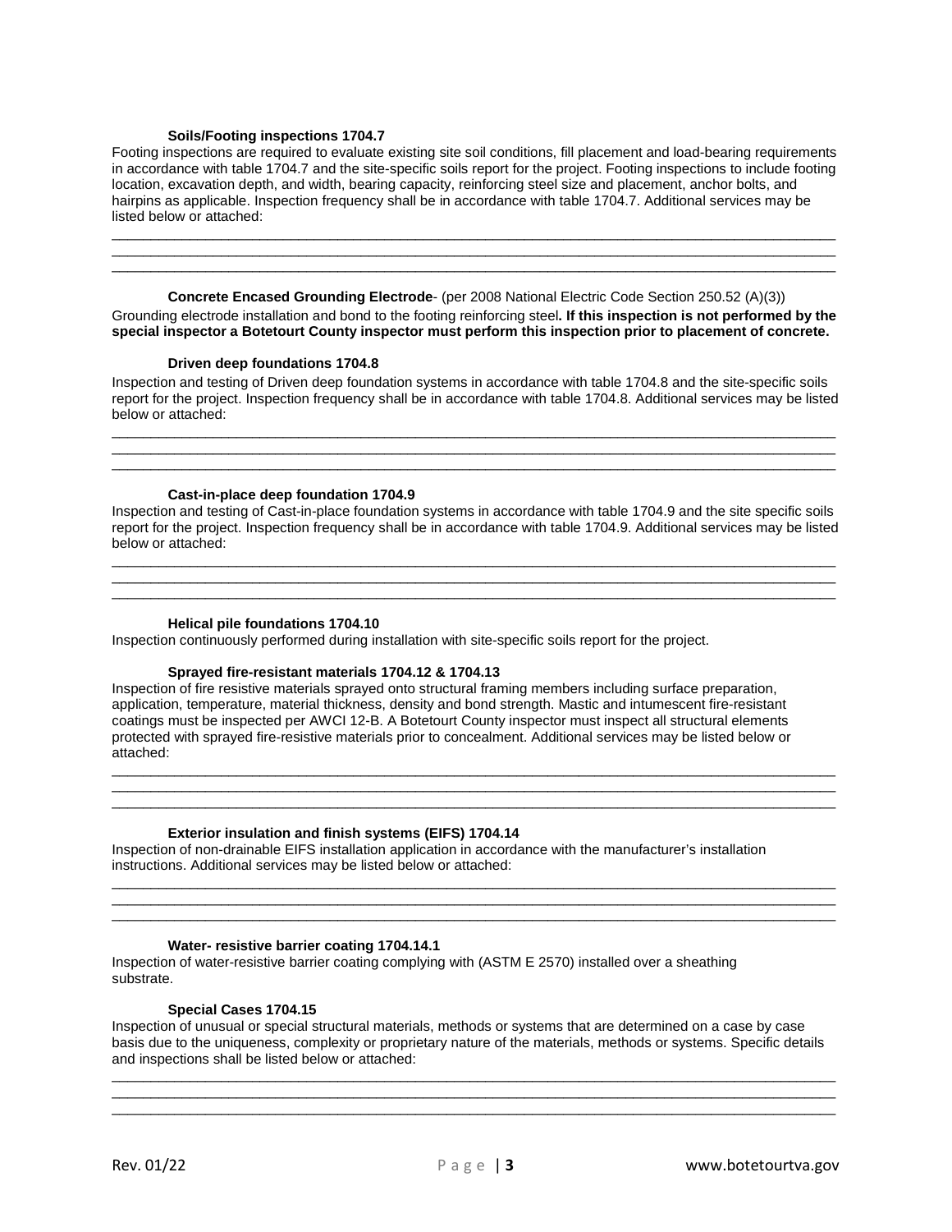**Soils/Footing inspections 1704.7**

Footing inspections are required to evaluate existing site soil conditions, fill placement and load-bearing requirements in accordance with table 1704.7 and the site-specific soils report for the project. Footing inspections to include footing location, excavation depth, and width, bearing capacity, reinforcing steel size and placement, anchor bolts, and hairpins as applicable. Inspection frequency shall be in accordance with table 1704.7. Additional services may be listed below or attached:

______________________________________________________________________________________
______________________________________________________________________________________
______________________________________________________________________________________

**Concrete Encased Grounding Electrode**- (per 2008 National Electric Code Section 250.52 (A)(3))

Grounding electrode installation and bond to the footing reinforcing steel**. If this inspection is not performed by the special inspector a Botetourt County inspector must perform this inspection prior to placement of concrete.**

**Driven deep foundations 1704.8**

Inspection and testing of Driven deep foundation systems in accordance with table 1704.8 and the site-specific soils report for the project. Inspection frequency shall be in accordance with table 1704.8. Additional services may be listed below or attached:

______________________________________________________________________________________
______________________________________________________________________________________
______________________________________________________________________________________

**Cast-in-place deep foundation 1704.9**

Inspection and testing of Cast-in-place foundation systems in accordance with table 1704.9 and the site specific soils report for the project. Inspection frequency shall be in accordance with table 1704.9. Additional services may be listed below or attached:

______________________________________________________________________________________
______________________________________________________________________________________
______________________________________________________________________________________

**Helical pile foundations 1704.10**

Inspection continuously performed during installation with site-specific soils report for the project.

**Sprayed fire-resistant materials 1704.12 & 1704.13**

Inspection of fire resistive materials sprayed onto structural framing members including surface preparation, application, temperature, material thickness, density and bond strength. Mastic and intumescent fire-resistant coatings must be inspected per AWCI 12-B. A Botetourt County inspector must inspect all structural elements protected with sprayed fire-resistive materials prior to concealment. Additional services may be listed below or attached:

______________________________________________________________________________________
______________________________________________________________________________________
______________________________________________________________________________________

**Exterior insulation and finish systems (EIFS) 1704.14**

Inspection of non-drainable EIFS installation application in accordance with the manufacturer's installation instructions. Additional services may be listed below or attached:

______________________________________________________________________________________
______________________________________________________________________________________
______________________________________________________________________________________

**Water- resistive barrier coating 1704.14.1**

Inspection of water-resistive barrier coating complying with (ASTM E 2570) installed over a sheathing substrate.

**Special Cases 1704.15**

Inspection of unusual or special structural materials, methods or systems that are determined on a case by case basis due to the uniqueness, complexity or proprietary nature of the materials, methods or systems. Specific details and inspections shall be listed below or attached:

______________________________________________________________________________________
______________________________________________________________________________________
______________________________________________________________________________________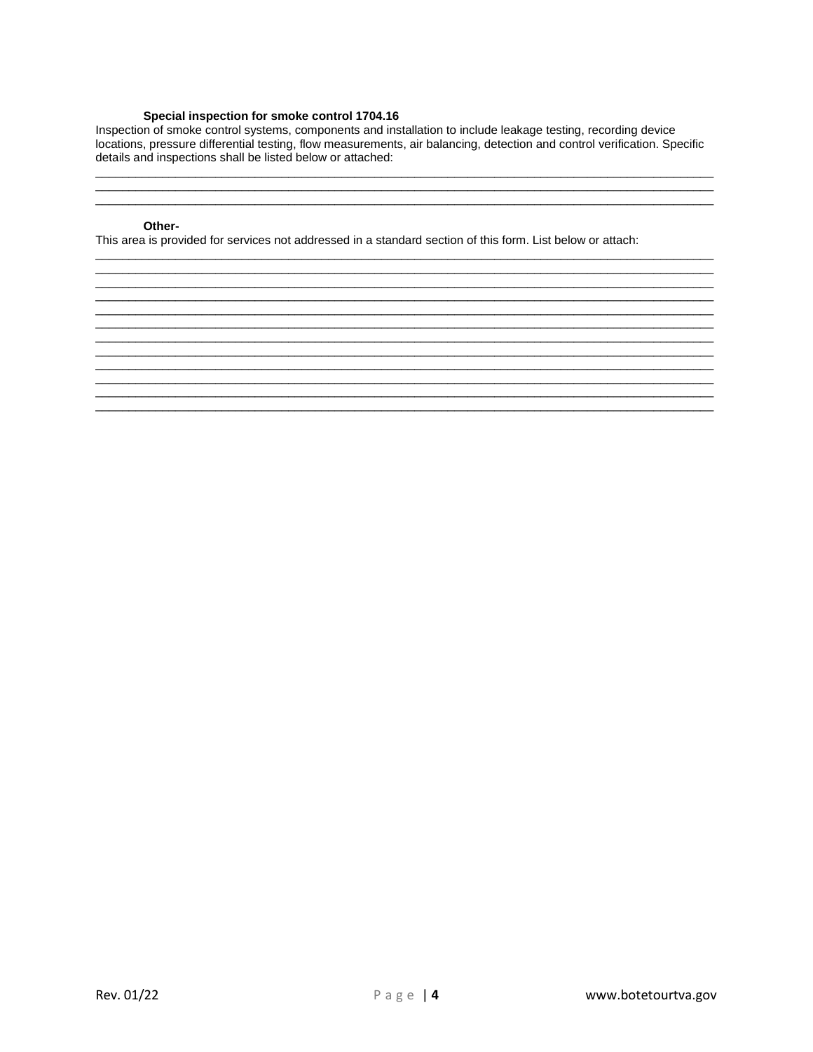**Special inspection for smoke control 1704.16**

Inspection of smoke control systems, components and installation to include leakage testing, recording device locations, pressure differential testing, flow measurements, air balancing, detection and control verification. Specific details and inspections shall be listed below or attached:

______________________________________________________________________________________________
______________________________________________________________________________________________
______________________________________________________________________________________________

**Other-**

This area is provided for services not addressed in a standard section of this form. List below or attach:

______________________________________________________________________________________________
______________________________________________________________________________________________
______________________________________________________________________________________________
______________________________________________________________________________________________
______________________________________________________________________________________________
______________________________________________________________________________________________
______________________________________________________________________________________________
______________________________________________________________________________________________
______________________________________________________________________________________________
______________________________________________________________________________________________
______________________________________________________________________________________________
______________________________________________________________________________________________